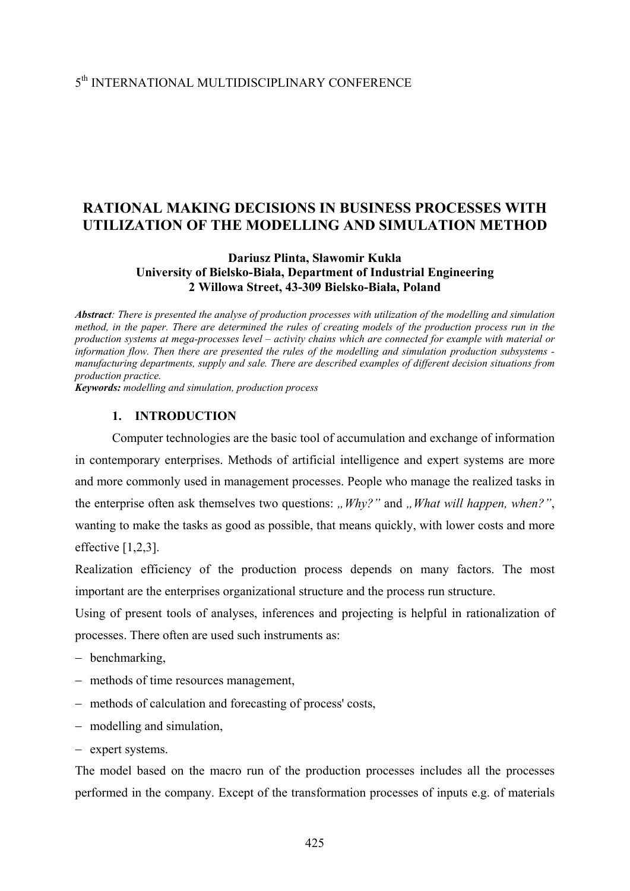5th INTERNATIONAL MULTIDISCIPLINARY CONFERENCE

# RATIONAL MAKING DECISIONS IN BUSINESS PROCESSES WITH UTILIZATION OF THE MODELLING AND SIMULATION METHOD

**Dariusz Plinta, Sławomir Kukla**
**University of Bielsko-Biała, Department of Industrial Engineering**
**2 Willowa Street, 43-309 Bielsko-Biała, Poland**

***Abstract***: *There is presented the analyse of production processes with utilization of the modelling and simulation method, in the paper. There are determined the rules of creating models of the production process run in the production systems at mega-processes level – activity chains which are connected for example with material or information flow. Then there are presented the rules of the modelling and simulation production subsystems - manufacturing departments, supply and sale. There are described examples of different decision situations from production practice.*
***Keywords:*** *modelling and simulation, production process*

## 1. INTRODUCTION

Computer technologies are the basic tool of accumulation and exchange of information in contemporary enterprises. Methods of artificial intelligence and expert systems are more and more commonly used in management processes. People who manage the realized tasks in the enterprise often ask themselves two questions: *„Why?"* and *„What will happen, when?"*, wanting to make the tasks as good as possible, that means quickly, with lower costs and more effective [1,2,3].

Realization efficiency of the production process depends on many factors. The most important are the enterprises organizational structure and the process run structure.

Using of present tools of analyses, inferences and projecting is helpful in rationalization of processes. There often are used such instruments as:

- benchmarking,
- methods of time resources management,
- methods of calculation and forecasting of process' costs,
- modelling and simulation,
- expert systems.

The model based on the macro run of the production processes includes all the processes performed in the company. Except of the transformation processes of inputs e.g. of materials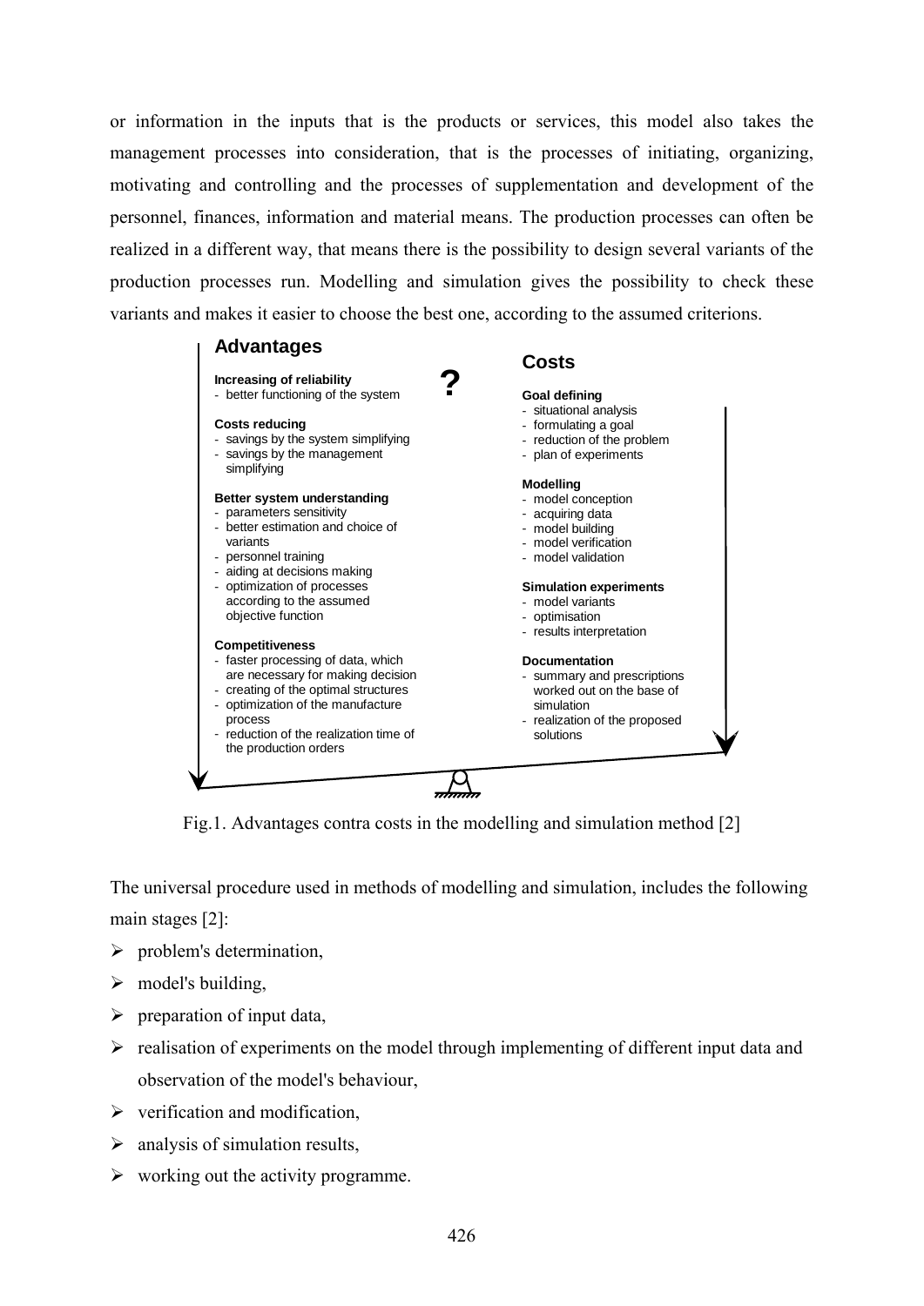or information in the inputs that is the products or services, this model also takes the management processes into consideration, that is the processes of initiating, organizing, motivating and controlling and the processes of supplementation and development of the personnel, finances, information and material means. The production processes can often be realized in a different way, that means there is the possibility to design several variants of the production processes run. Modelling and simulation gives the possibility to check these variants and makes it easier to choose the best one, according to the assumed criterions.

**Advantages**

**Increasing of reliability**
- better functioning of the system

**Costs reducing**
- savings by the system simplifying
- savings by the management simplifying

**Better system understanding**
- parameters sensitivity
- better estimation and choice of variants
- personnel training
- aiding at decisions making
- optimization of processes according to the assumed objective function

**Competitiveness**
- faster processing of data, which are necessary for making decision
- creating of the optimal structures
- optimization of the manufacture process
- reduction of the realization time of the production orders

**?**

**Costs**

**Goal defining**
- situational analysis
- formulating a goal
- reduction of the problem
- plan of experiments

**Modelling**
- model conception
- acquiring data
- model building
- model verification
- model validation

**Simulation experiments**
- model variants
- optimisation
- results interpretation

**Documentation**
- summary and prescriptions worked out on the base of simulation
- realization of the proposed solutions

Fig.1. Advantages contra costs in the modelling and simulation method [2]

The universal procedure used in methods of modelling and simulation, includes the following main stages [2]:

- problem's determination,
- model's building,
- preparation of input data,
- realisation of experiments on the model through implementing of different input data and observation of the model's behaviour,
- verification and modification,
- analysis of simulation results,
- working out the activity programme.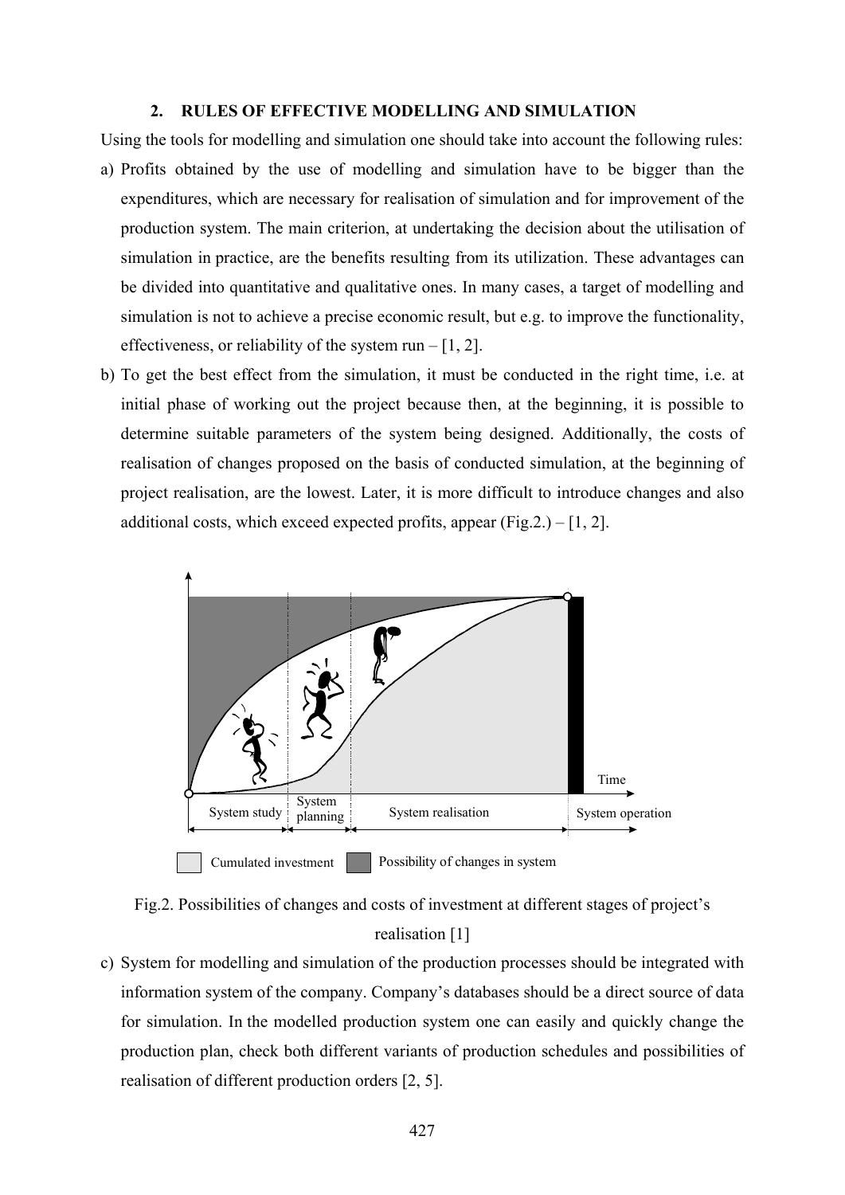## 2. RULES OF EFFECTIVE MODELLING AND SIMULATION

Using the tools for modelling and simulation one should take into account the following rules:

a) Profits obtained by the use of modelling and simulation have to be bigger than the expenditures, which are necessary for realisation of simulation and for improvement of the production system. The main criterion, at undertaking the decision about the utilisation of simulation in practice, are the benefits resulting from its utilization. These advantages can be divided into quantitative and qualitative ones. In many cases, a target of modelling and simulation is not to achieve a precise economic result, but e.g. to improve the functionality, effectiveness, or reliability of the system run – [1, 2].

b) To get the best effect from the simulation, it must be conducted in the right time, i.e. at initial phase of working out the project because then, at the beginning, it is possible to determine suitable parameters of the system being designed. Additionally, the costs of realisation of changes proposed on the basis of conducted simulation, at the beginning of project realisation, are the lowest. Later, it is more difficult to introduce changes and also additional costs, which exceed expected profits, appear (Fig.2.) – [1, 2].

Fig.2. Possibilities of changes and costs of investment at different stages of project's realisation [1]

c) System for modelling and simulation of the production processes should be integrated with information system of the company. Company's databases should be a direct source of data for simulation. In the modelled production system one can easily and quickly change the production plan, check both different variants of production schedules and possibilities of realisation of different production orders [2, 5].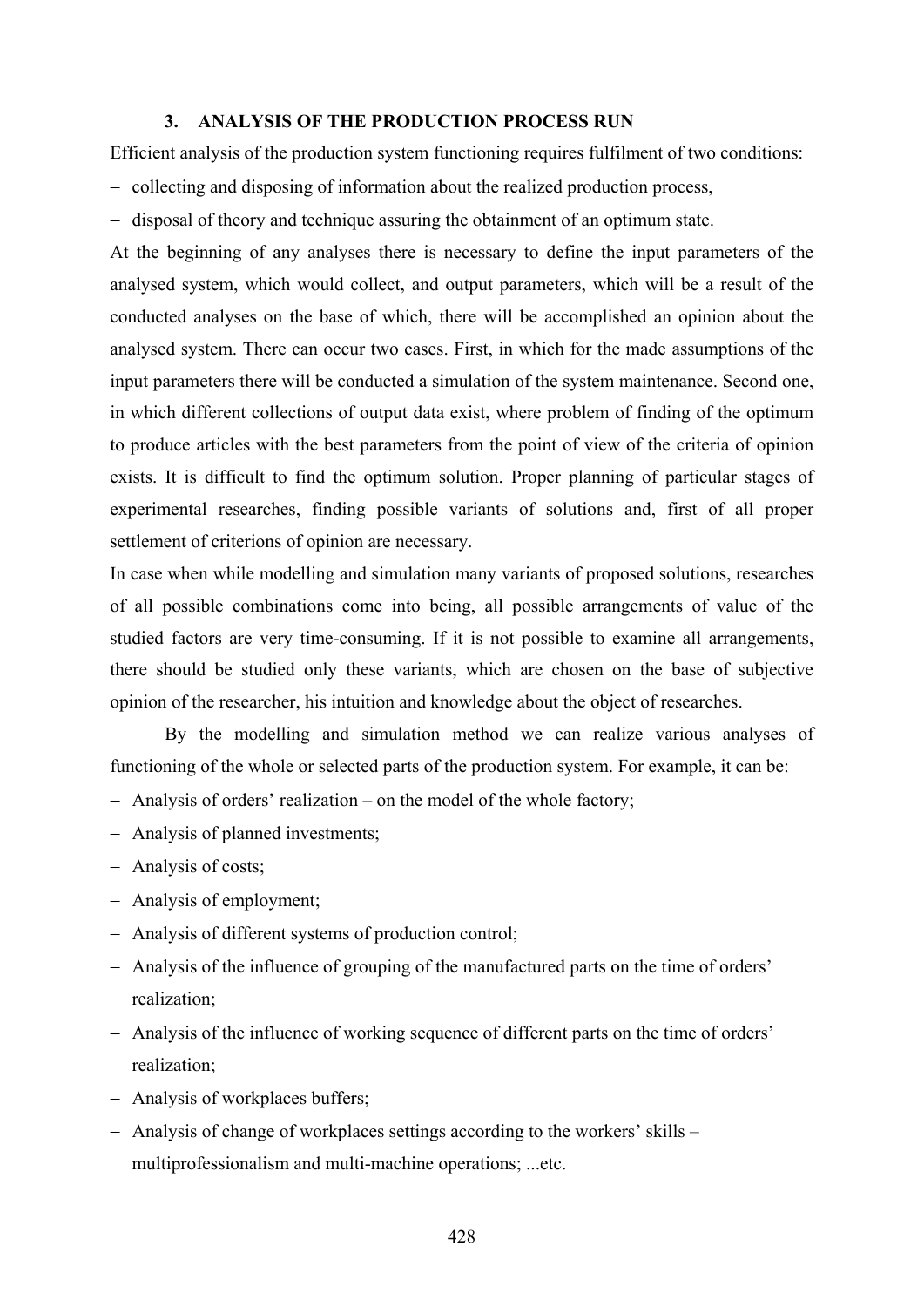## 3. ANALYSIS OF THE PRODUCTION PROCESS RUN

Efficient analysis of the production system functioning requires fulfilment of two conditions:

- collecting and disposing of information about the realized production process,
- disposal of theory and technique assuring the obtainment of an optimum state.

At the beginning of any analyses there is necessary to define the input parameters of the analysed system, which would collect, and output parameters, which will be a result of the conducted analyses on the base of which, there will be accomplished an opinion about the analysed system. There can occur two cases. First, in which for the made assumptions of the input parameters there will be conducted a simulation of the system maintenance. Second one, in which different collections of output data exist, where problem of finding of the optimum to produce articles with the best parameters from the point of view of the criteria of opinion exists. It is difficult to find the optimum solution. Proper planning of particular stages of experimental researches, finding possible variants of solutions and, first of all proper settlement of criterions of opinion are necessary.

In case when while modelling and simulation many variants of proposed solutions, researches of all possible combinations come into being, all possible arrangements of value of the studied factors are very time-consuming. If it is not possible to examine all arrangements, there should be studied only these variants, which are chosen on the base of subjective opinion of the researcher, his intuition and knowledge about the object of researches.

By the modelling and simulation method we can realize various analyses of functioning of the whole or selected parts of the production system. For example, it can be:

- Analysis of orders' realization – on the model of the whole factory;
- Analysis of planned investments;
- Analysis of costs;
- Analysis of employment;
- Analysis of different systems of production control;
- Analysis of the influence of grouping of the manufactured parts on the time of orders' realization;
- Analysis of the influence of working sequence of different parts on the time of orders' realization;
- Analysis of workplaces buffers;
- Analysis of change of workplaces settings according to the workers' skills – multiprofessionalism and multi-machine operations; ...etc.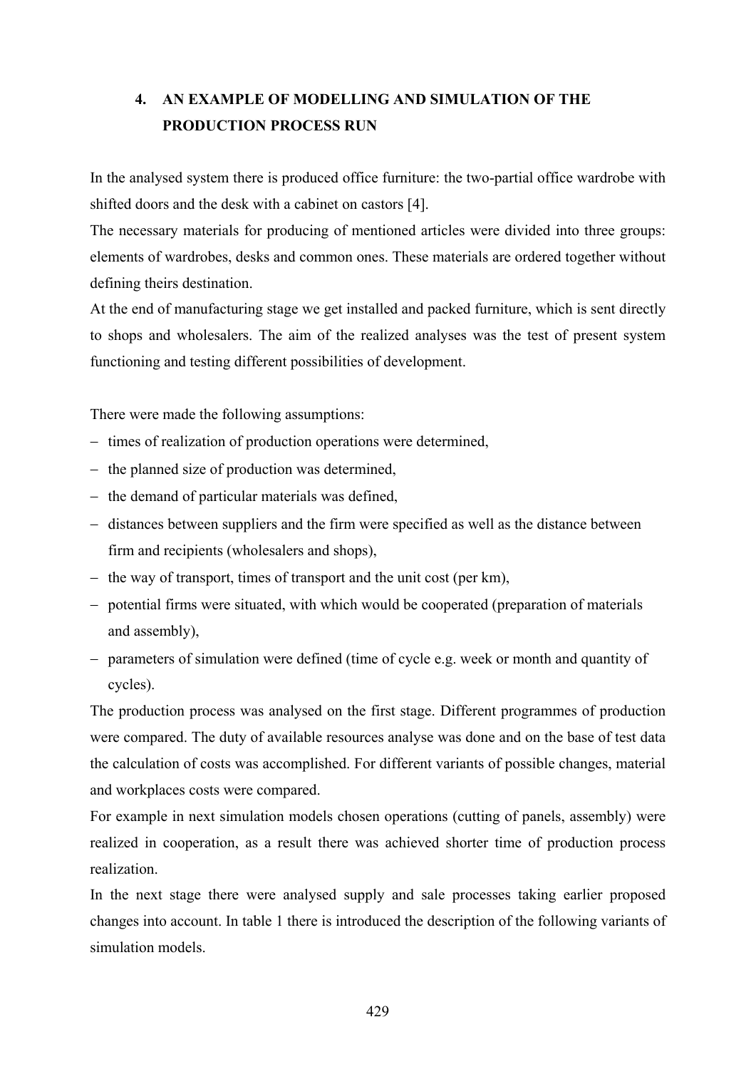## 4. AN EXAMPLE OF MODELLING AND SIMULATION OF THE PRODUCTION PROCESS RUN

In the analysed system there is produced office furniture: the two-partial office wardrobe with shifted doors and the desk with a cabinet on castors [4].

The necessary materials for producing of mentioned articles were divided into three groups: elements of wardrobes, desks and common ones. These materials are ordered together without defining theirs destination.

At the end of manufacturing stage we get installed and packed furniture, which is sent directly to shops and wholesalers. The aim of the realized analyses was the test of present system functioning and testing different possibilities of development.

There were made the following assumptions:

- times of realization of production operations were determined,
- the planned size of production was determined,
- the demand of particular materials was defined,
- distances between suppliers and the firm were specified as well as the distance between firm and recipients (wholesalers and shops),
- the way of transport, times of transport and the unit cost (per km),
- potential firms were situated, with which would be cooperated (preparation of materials and assembly),
- parameters of simulation were defined (time of cycle e.g. week or month and quantity of cycles).

The production process was analysed on the first stage. Different programmes of production were compared. The duty of available resources analyse was done and on the base of test data the calculation of costs was accomplished. For different variants of possible changes, material and workplaces costs were compared.

For example in next simulation models chosen operations (cutting of panels, assembly) were realized in cooperation, as a result there was achieved shorter time of production process realization.

In the next stage there were analysed supply and sale processes taking earlier proposed changes into account. In table 1 there is introduced the description of the following variants of simulation models.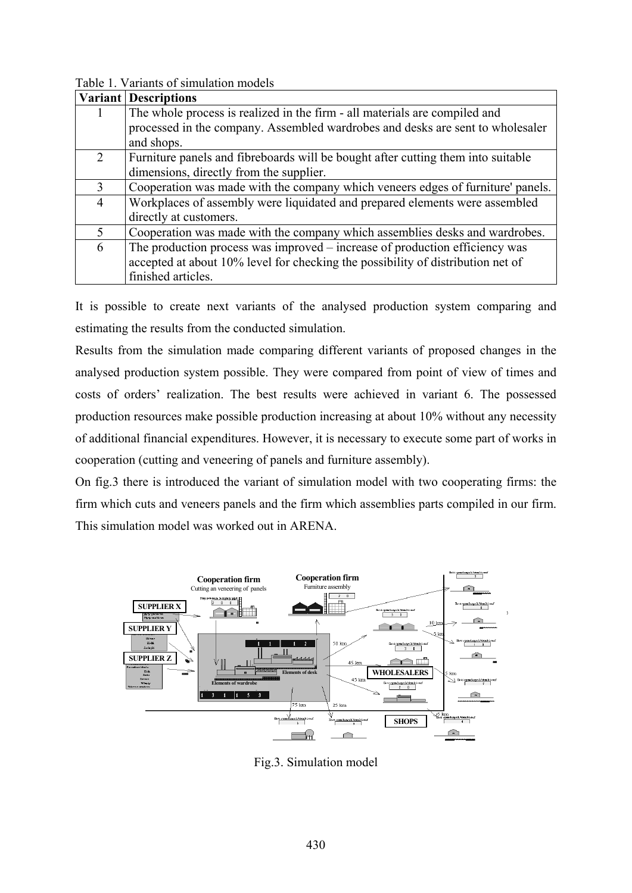Table 1. Variants of simulation models

| Variant | Descriptions |
|---|---|
| 1 | The whole process is realized in the firm - all materials are compiled and processed in the company. Assembled wardrobes and desks are sent to wholesaler and shops. |
| 2 | Furniture panels and fibreboards will be bought after cutting them into suitable dimensions, directly from the supplier. |
| 3 | Cooperation was made with the company which veneers edges of furniture' panels. |
| 4 | Workplaces of assembly were liquidated and prepared elements were assembled directly at customers. |
| 5 | Cooperation was made with the company which assemblies desks and wardrobes. |
| 6 | The production process was improved – increase of production efficiency was accepted at about 10% level for checking the possibility of distribution net of finished articles. |

It is possible to create next variants of the analysed production system comparing and estimating the results from the conducted simulation.

Results from the simulation made comparing different variants of proposed changes in the analysed production system possible. They were compared from point of view of times and costs of orders' realization. The best results were achieved in variant 6. The possessed production resources make possible production increasing at about 10% without any necessity of additional financial expenditures. However, it is necessary to execute some part of works in cooperation (cutting and veneering of panels and furniture assembly).

On fig.3 there is introduced the variant of simulation model with two cooperating firms: the firm which cuts and veneers panels and the firm which assemblies parts compiled in our firm. This simulation model was worked out in ARENA.

Fig.3. Simulation model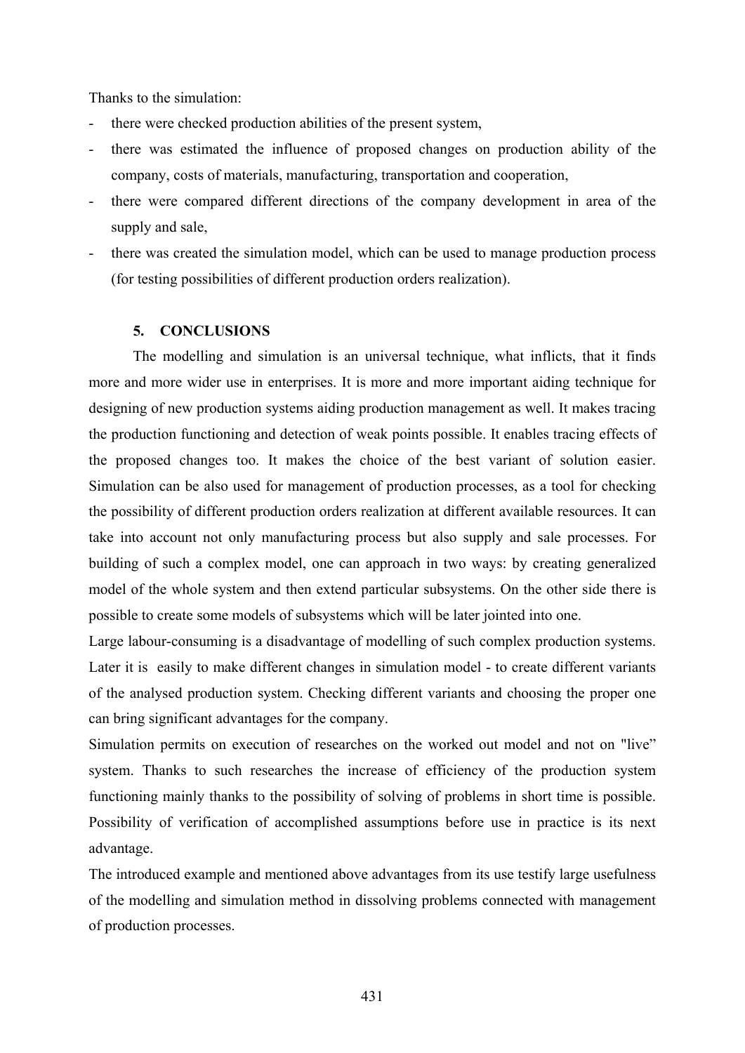Thanks to the simulation:

- there were checked production abilities of the present system,
- there was estimated the influence of proposed changes on production ability of the company, costs of materials, manufacturing, transportation and cooperation,
- there were compared different directions of the company development in area of the supply and sale,
- there was created the simulation model, which can be used to manage production process (for testing possibilities of different production orders realization).

## 5. CONCLUSIONS

The modelling and simulation is an universal technique, what inflicts, that it finds more and more wider use in enterprises. It is more and more important aiding technique for designing of new production systems aiding production management as well. It makes tracing the production functioning and detection of weak points possible. It enables tracing effects of the proposed changes too. It makes the choice of the best variant of solution easier. Simulation can be also used for management of production processes, as a tool for checking the possibility of different production orders realization at different available resources. It can take into account not only manufacturing process but also supply and sale processes. For building of such a complex model, one can approach in two ways: by creating generalized model of the whole system and then extend particular subsystems. On the other side there is possible to create some models of subsystems which will be later jointed into one.

Large labour-consuming is a disadvantage of modelling of such complex production systems. Later it is easily to make different changes in simulation model - to create different variants of the analysed production system. Checking different variants and choosing the proper one can bring significant advantages for the company.

Simulation permits on execution of researches on the worked out model and not on "live" system. Thanks to such researches the increase of efficiency of the production system functioning mainly thanks to the possibility of solving of problems in short time is possible. Possibility of verification of accomplished assumptions before use in practice is its next advantage.

The introduced example and mentioned above advantages from its use testify large usefulness of the modelling and simulation method in dissolving problems connected with management of production processes.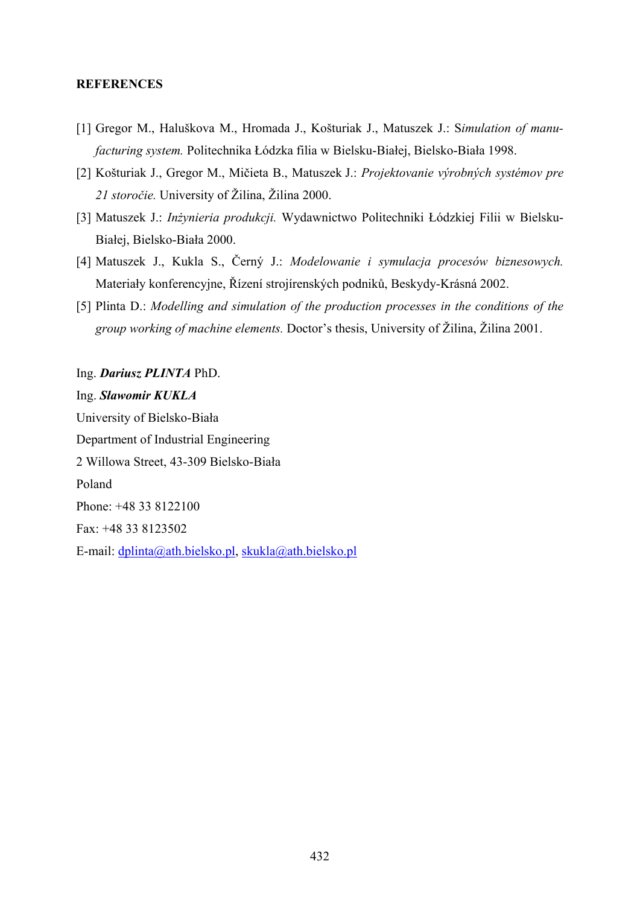**REFERENCES**

[1] Gregor M., Haluškova M., Hromada J., Košturiak J., Matuszek J.: S*imulation of manufacturing system.* Politechnika Łódzka filia w Bielsku-Białej, Bielsko-Biała 1998.

[2] Košturiak J., Gregor M., Mičieta B., Matuszek J.: *Projektovanie výrobných systémov pre 21 storočie.* University of Žilina, Žilina 2000.

[3] Matuszek J.: *Inżynieria produkcji.* Wydawnictwo Politechniki Łódzkiej Filii w Bielsku-Białej, Bielsko-Biała 2000.

[4] Matuszek J., Kukla S., Černý J.: *Modelowanie i symulacja procesów biznesowych.* Materiały konferencyjne, Řízení strojírenských podniků, Beskydy-Krásná 2002.

[5] Plinta D.: *Modelling and simulation of the production processes in the conditions of the group working of machine elements.* Doctor's thesis, University of Žilina, Žilina 2001.

Ing. ***Dariusz PLINTA*** PhD.

Ing. ***Sławomir KUKLA***

University of Bielsko-Biała

Department of Industrial Engineering

2 Willowa Street, 43-309 Bielsko-Biała

Poland

Phone: +48 33 8122100

Fax: +48 33 8123502

E-mail: dplinta@ath.bielsko.pl, skukla@ath.bielsko.pl